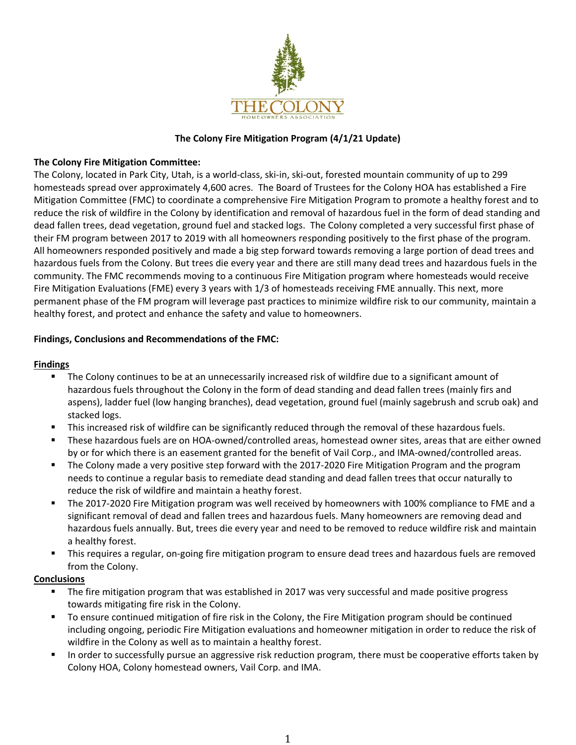# The Colony Fire Mitigation Program (4/1/21 Update)

**The Colony Fire Mitigation Committee:**

The Colony, located in Park City, Utah, is a world-class, ski-in, ski-out, forested mountain community of up to 299 homesteads spread over approximately 4,600 acres. The Board of Trustees for the Colony HOA has established a Fire Mitigation Committee (FMC) to coordinate a comprehensive Fire Mitigation Program to promote a healthy forest and to reduce the risk of wildfire in the Colony by identification and removal of hazardous fuel in the form of dead standing and dead fallen trees, dead vegetation, ground fuel and stacked logs. The Colony completed a very successful first phase of their FM program between 2017 to 2019 with all homeowners responding positively to the first phase of the program. All homeowners responded positively and made a big step forward towards removing a large portion of dead trees and hazardous fuels from the Colony. But trees die every year and there are still many dead trees and hazardous fuels in the community. The FMC recommends moving to a continuous Fire Mitigation program where homesteads would receive Fire Mitigation Evaluations (FME) every 3 years with 1/3 of homesteads receiving FME annually. This next, more permanent phase of the FM program will leverage past practices to minimize wildfire risk to our community, maintain a healthy forest, and protect and enhance the safety and value to homeowners.

**Findings, Conclusions and Recommendations of the FMC:**

**Findings**

- The Colony continues to be at an unnecessarily increased risk of wildfire due to a significant amount of hazardous fuels throughout the Colony in the form of dead standing and dead fallen trees (mainly firs and aspens), ladder fuel (low hanging branches), dead vegetation, ground fuel (mainly sagebrush and scrub oak) and stacked logs.
- This increased risk of wildfire can be significantly reduced through the removal of these hazardous fuels.
- These hazardous fuels are on HOA-owned/controlled areas, homestead owner sites, areas that are either owned by or for which there is an easement granted for the benefit of Vail Corp., and IMA-owned/controlled areas.
- The Colony made a very positive step forward with the 2017-2020 Fire Mitigation Program and the program needs to continue a regular basis to remediate dead standing and dead fallen trees that occur naturally to reduce the risk of wildfire and maintain a heathy forest.
- The 2017-2020 Fire Mitigation program was well received by homeowners with 100% compliance to FME and a significant removal of dead and fallen trees and hazardous fuels. Many homeowners are removing dead and hazardous fuels annually. But, trees die every year and need to be removed to reduce wildfire risk and maintain a healthy forest.
- This requires a regular, on-going fire mitigation program to ensure dead trees and hazardous fuels are removed from the Colony.

**Conclusions**

- The fire mitigation program that was established in 2017 was very successful and made positive progress towards mitigating fire risk in the Colony.
- To ensure continued mitigation of fire risk in the Colony, the Fire Mitigation program should be continued including ongoing, periodic Fire Mitigation evaluations and homeowner mitigation in order to reduce the risk of wildfire in the Colony as well as to maintain a healthy forest.
- In order to successfully pursue an aggressive risk reduction program, there must be cooperative efforts taken by Colony HOA, Colony homestead owners, Vail Corp. and IMA.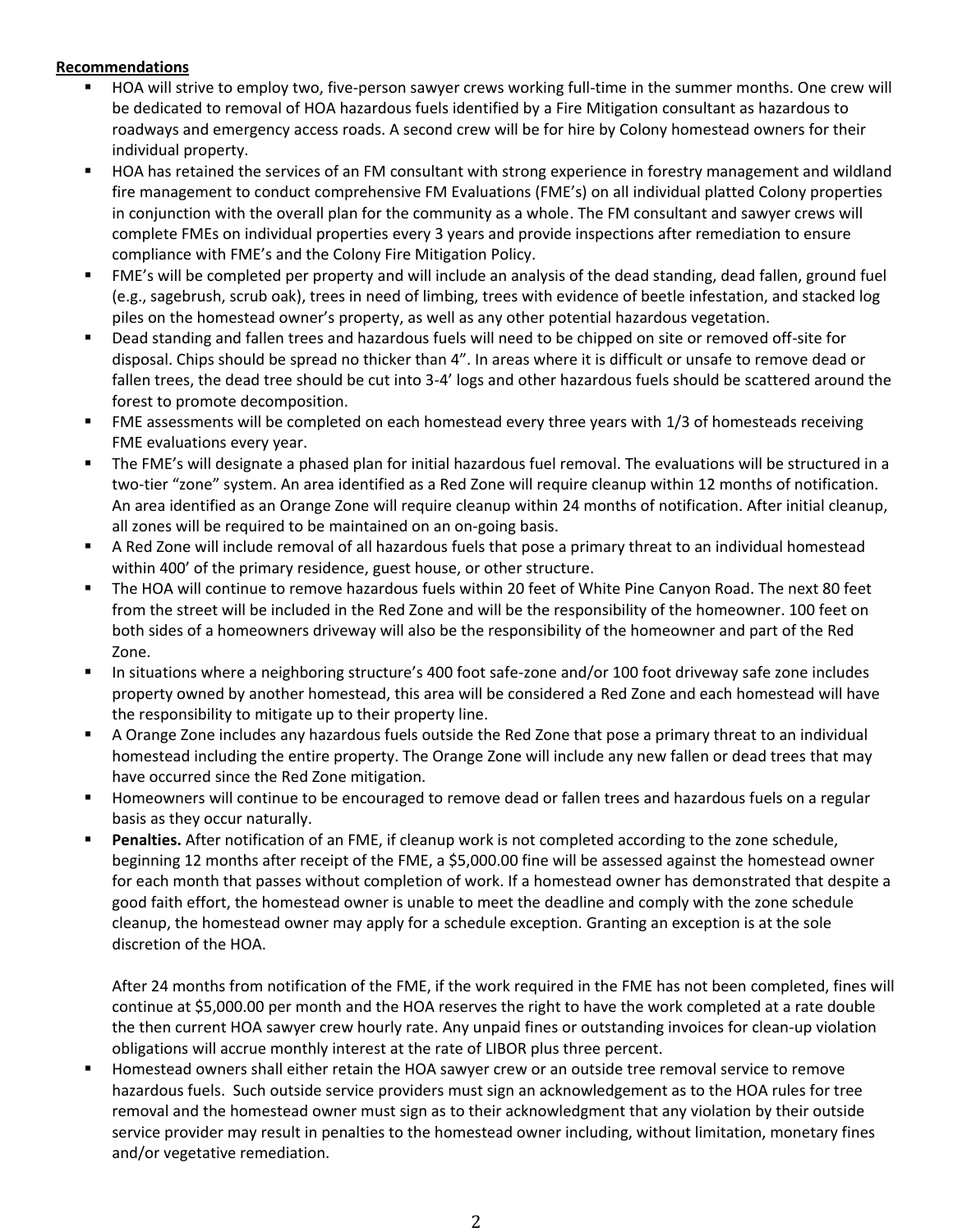**Recommendations**

- HOA will strive to employ two, five-person sawyer crews working full-time in the summer months. One crew will be dedicated to removal of HOA hazardous fuels identified by a Fire Mitigation consultant as hazardous to roadways and emergency access roads. A second crew will be for hire by Colony homestead owners for their individual property.
- HOA has retained the services of an FM consultant with strong experience in forestry management and wildland fire management to conduct comprehensive FM Evaluations (FME's) on all individual platted Colony properties in conjunction with the overall plan for the community as a whole. The FM consultant and sawyer crews will complete FMEs on individual properties every 3 years and provide inspections after remediation to ensure compliance with FME's and the Colony Fire Mitigation Policy.
- FME's will be completed per property and will include an analysis of the dead standing, dead fallen, ground fuel (e.g., sagebrush, scrub oak), trees in need of limbing, trees with evidence of beetle infestation, and stacked log piles on the homestead owner's property, as well as any other potential hazardous vegetation.
- Dead standing and fallen trees and hazardous fuels will need to be chipped on site or removed off-site for disposal. Chips should be spread no thicker than 4". In areas where it is difficult or unsafe to remove dead or fallen trees, the dead tree should be cut into 3-4' logs and other hazardous fuels should be scattered around the forest to promote decomposition.
- FME assessments will be completed on each homestead every three years with 1/3 of homesteads receiving FME evaluations every year.
- The FME's will designate a phased plan for initial hazardous fuel removal. The evaluations will be structured in a two-tier "zone" system. An area identified as a Red Zone will require cleanup within 12 months of notification. An area identified as an Orange Zone will require cleanup within 24 months of notification. After initial cleanup, all zones will be required to be maintained on an on-going basis.
- A Red Zone will include removal of all hazardous fuels that pose a primary threat to an individual homestead within 400' of the primary residence, guest house, or other structure.
- The HOA will continue to remove hazardous fuels within 20 feet of White Pine Canyon Road. The next 80 feet from the street will be included in the Red Zone and will be the responsibility of the homeowner. 100 feet on both sides of a homeowners driveway will also be the responsibility of the homeowner and part of the Red Zone.
- In situations where a neighboring structure's 400 foot safe-zone and/or 100 foot driveway safe zone includes property owned by another homestead, this area will be considered a Red Zone and each homestead will have the responsibility to mitigate up to their property line.
- A Orange Zone includes any hazardous fuels outside the Red Zone that pose a primary threat to an individual homestead including the entire property. The Orange Zone will include any new fallen or dead trees that may have occurred since the Red Zone mitigation.
- Homeowners will continue to be encouraged to remove dead or fallen trees and hazardous fuels on a regular basis as they occur naturally.
- **Penalties.** After notification of an FME, if cleanup work is not completed according to the zone schedule, beginning 12 months after receipt of the FME, a $5,000.00 fine will be assessed against the homestead owner for each month that passes without completion of work. If a homestead owner has demonstrated that despite a good faith effort, the homestead owner is unable to meet the deadline and comply with the zone schedule cleanup, the homestead owner may apply for a schedule exception. Granting an exception is at the sole discretion of the HOA.

  After 24 months from notification of the FME, if the work required in the FME has not been completed, fines will continue at $5,000.00 per month and the HOA reserves the right to have the work completed at a rate double the then current HOA sawyer crew hourly rate. Any unpaid fines or outstanding invoices for clean-up violation obligations will accrue monthly interest at the rate of LIBOR plus three percent.
- Homestead owners shall either retain the HOA sawyer crew or an outside tree removal service to remove hazardous fuels. Such outside service providers must sign an acknowledgement as to the HOA rules for tree removal and the homestead owner must sign as to their acknowledgment that any violation by their outside service provider may result in penalties to the homestead owner including, without limitation, monetary fines and/or vegetative remediation.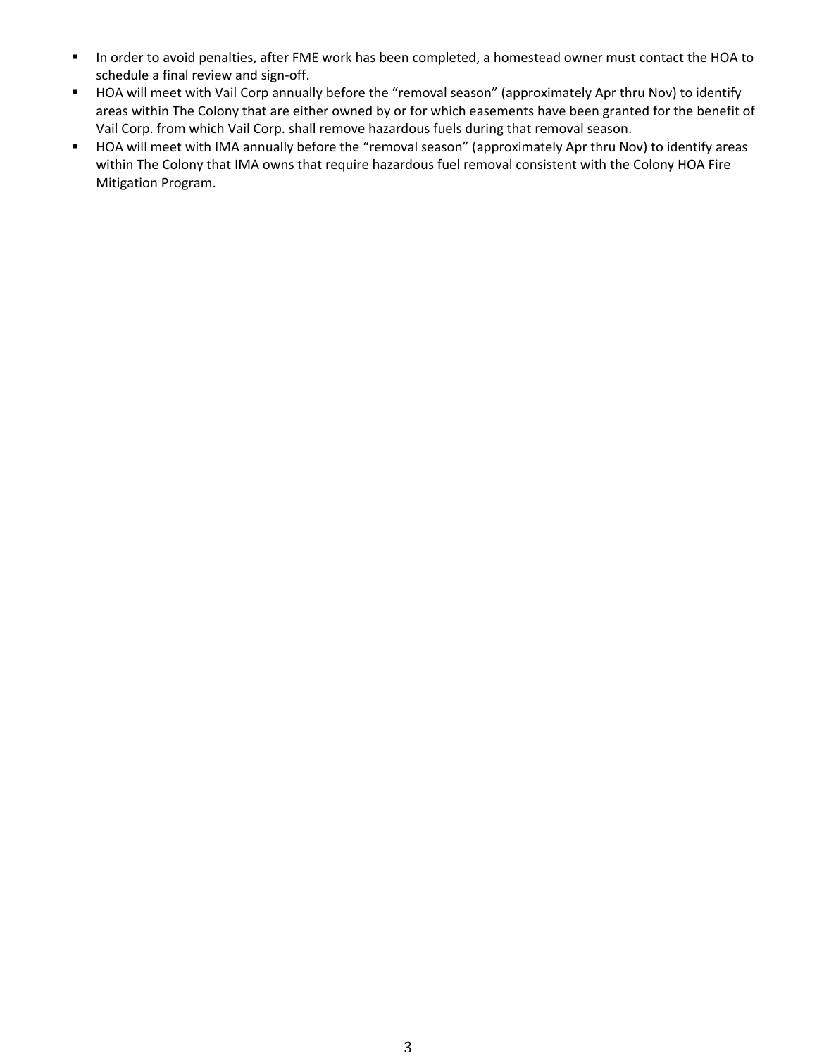- In order to avoid penalties, after FME work has been completed, a homestead owner must contact the HOA to schedule a final review and sign-off.
- HOA will meet with Vail Corp annually before the "removal season" (approximately Apr thru Nov) to identify areas within The Colony that are either owned by or for which easements have been granted for the benefit of Vail Corp. from which Vail Corp. shall remove hazardous fuels during that removal season.
- HOA will meet with IMA annually before the "removal season" (approximately Apr thru Nov) to identify areas within The Colony that IMA owns that require hazardous fuel removal consistent with the Colony HOA Fire Mitigation Program.